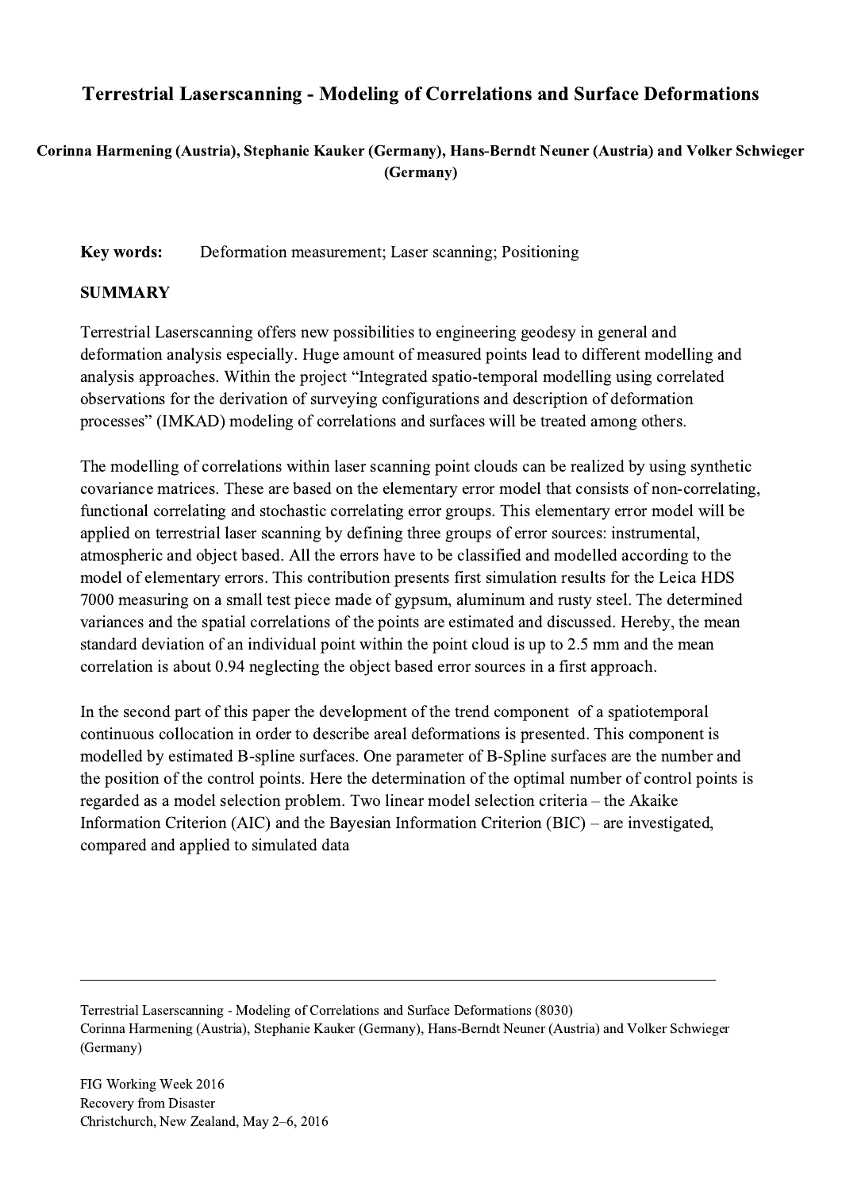# Terrestrial Laserscanning - Modeling of Correlations and Surface Deformations

**Corinna Harmening (Austria), Stephanie Kauker (Germany), Hans-Berndt Neuner (Austria) and Volker Schwieger (Germany)**

**Key words:** Deformation measurement; Laser scanning; Positioning

## SUMMARY

Terrestrial Laserscanning offers new possibilities to engineering geodesy in general and deformation analysis especially. Huge amount of measured points lead to different modelling and analysis approaches. Within the project "Integrated spatio-temporal modelling using correlated observations for the derivation of surveying configurations and description of deformation processes" (IMKAD) modeling of correlations and surfaces will be treated among others.

The modelling of correlations within laser scanning point clouds can be realized by using synthetic covariance matrices. These are based on the elementary error model that consists of non-correlating, functional correlating and stochastic correlating error groups. This elementary error model will be applied on terrestrial laser scanning by defining three groups of error sources: instrumental, atmospheric and object based. All the errors have to be classified and modelled according to the model of elementary errors. This contribution presents first simulation results for the Leica HDS 7000 measuring on a small test piece made of gypsum, aluminum and rusty steel. The determined variances and the spatial correlations of the points are estimated and discussed. Hereby, the mean standard deviation of an individual point within the point cloud is up to 2.5 mm and the mean correlation is about 0.94 neglecting the object based error sources in a first approach.

In the second part of this paper the development of the trend component of a spatiotemporal continuous collocation in order to describe areal deformations is presented. This component is modelled by estimated B-spline surfaces. One parameter of B-Spline surfaces are the number and the position of the control points. Here the determination of the optimal number of control points is regarded as a model selection problem. Two linear model selection criteria – the Akaike Information Criterion (AIC) and the Bayesian Information Criterion (BIC) – are investigated, compared and applied to simulated data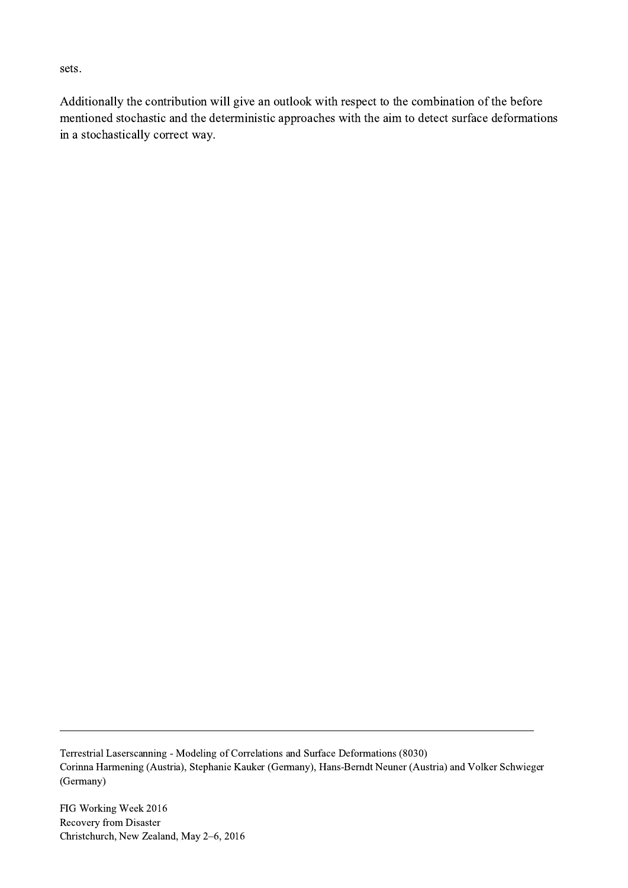sets.

Additionally the contribution will give an outlook with respect to the combination of the before mentioned stochastic and the deterministic approaches with the aim to detect surface deformations in a stochastically correct way.